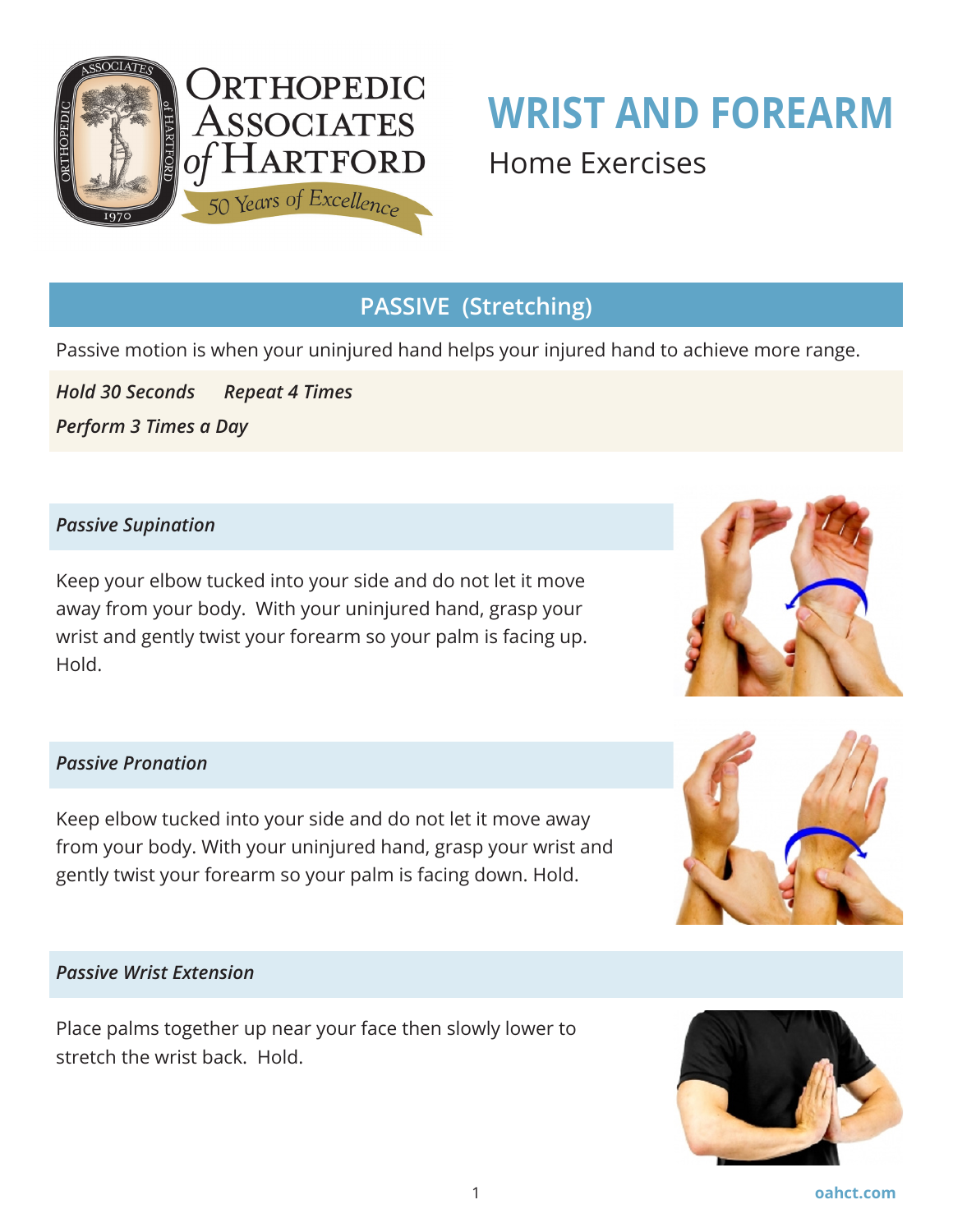Orthopedic Associates of Hartford — 50 Years of Excellence

# WRIST AND FOREARM

Home Exercises

## PASSIVE (Stretching)

Passive motion is when your uninjured hand helps your injured hand to achieve more range.

*Hold 30 Seconds*     *Repeat 4 Times*

*Perform 3 Times a Day*

### *Passive Supination*

Keep your elbow tucked into your side and do not let it move away from your body. With your uninjured hand, grasp your wrist and gently twist your forearm so your palm is facing up. Hold.

### *Passive Pronation*

Keep elbow tucked into your side and do not let it move away from your body. With your uninjured hand, grasp your wrist and gently twist your forearm so your palm is facing down. Hold.

### *Passive Wrist Extension*

Place palms together up near your face then slowly lower to stretch the wrist back. Hold.

oahct.com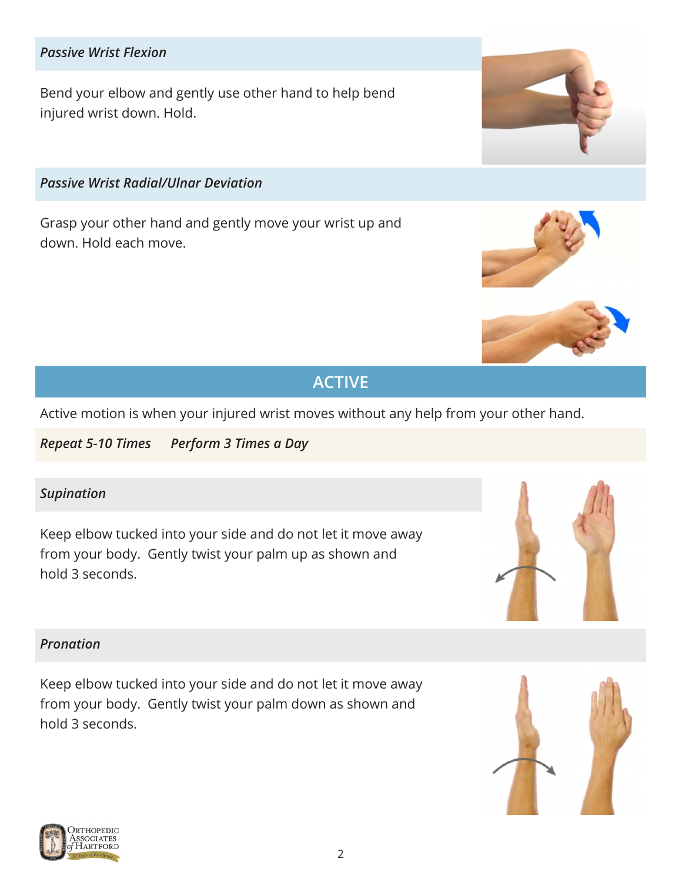### *Passive Wrist Flexion*

Bend your elbow and gently use other hand to help bend injured wrist down. Hold.

### *Passive Wrist Radial/Ulnar Deviation*

Grasp your other hand and gently move your wrist up and down. Hold each move.

## ACTIVE

Active motion is when your injured wrist moves without any help from your other hand.

***Repeat 5-10 Times*** ***Perform 3 Times a Day***

### *Supination*

Keep elbow tucked into your side and do not let it move away from your body. Gently twist your palm up as shown and hold 3 seconds.

### *Pronation*

Keep elbow tucked into your side and do not let it move away from your body. Gently twist your palm down as shown and hold 3 seconds.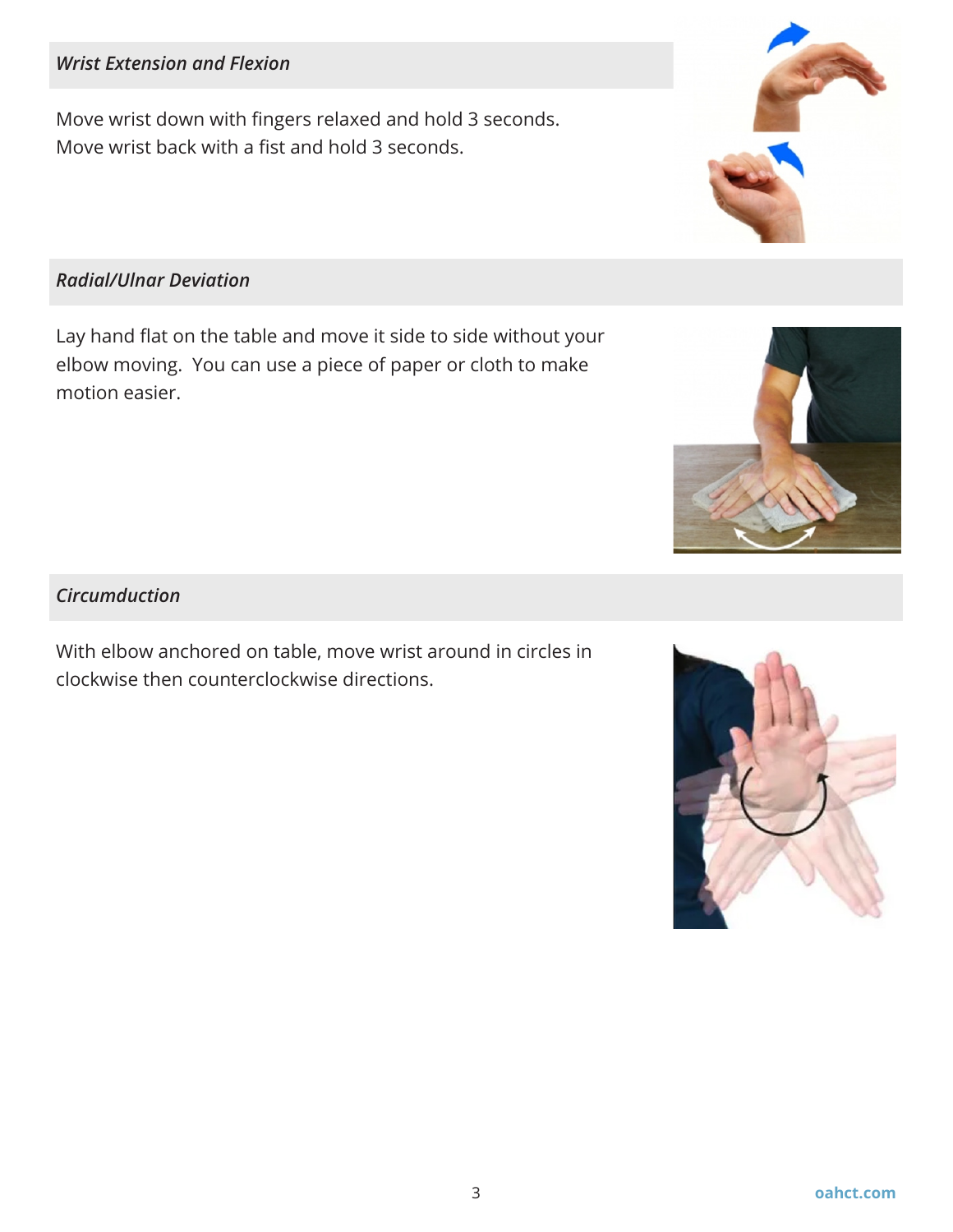### *Wrist Extension and Flexion*

Move wrist down with fingers relaxed and hold 3 seconds.
Move wrist back with a fist and hold 3 seconds.

### *Radial/Ulnar Deviation*

Lay hand flat on the table and move it side to side without your elbow moving.  You can use a piece of paper or cloth to make motion easier.

### *Circumduction*

With elbow anchored on table, move wrist around in circles in clockwise then counterclockwise directions.